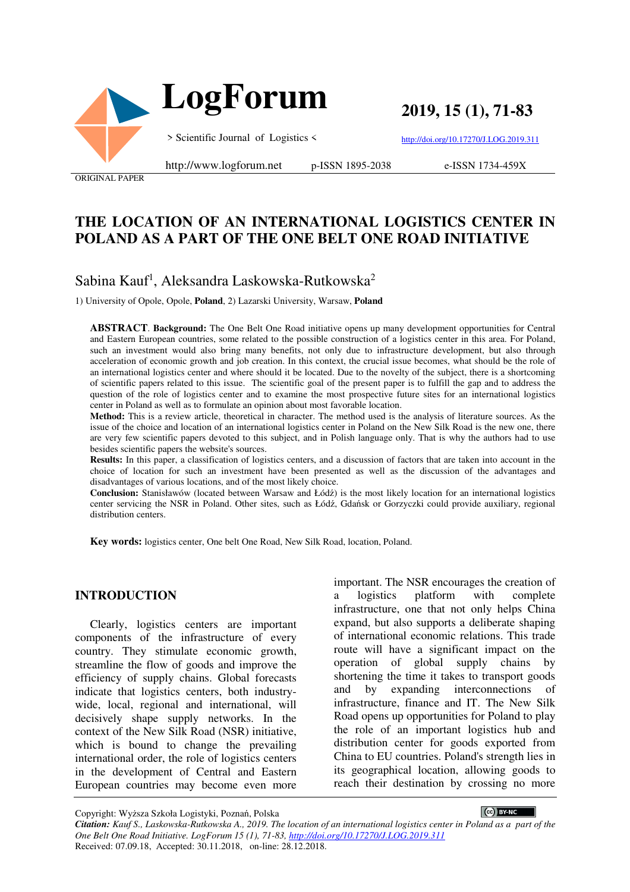ORIGINAL PAPER

# THE LOCATION OF AN INTERNATIONAL LOGISTICS CENTER IN POLAND AS A PART OF THE ONE BELT ONE ROAD INITIATIVE

Sabina Kauf[1], Aleksandra Laskowska-Rutkowska[2]

1) University of Opole, Opole, **Poland**, 2) Lazarski University, Warsaw, **Poland**

**ABSTRACT**. **Background:** The One Belt One Road initiative opens up many development opportunities for Central and Eastern European countries, some related to the possible construction of a logistics center in this area. For Poland, such an investment would also bring many benefits, not only due to infrastructure development, but also through acceleration of economic growth and job creation. In this context, the crucial issue becomes, what should be the role of an international logistics center and where should it be located. Due to the novelty of the subject, there is a shortcoming of scientific papers related to this issue. The scientific goal of the present paper is to fulfill the gap and to address the question of the role of logistics center and to examine the most prospective future sites for an international logistics center in Poland as well as to formulate an opinion about most favorable location.

**Method:** This is a review article, theoretical in character. The method used is the analysis of literature sources. As the issue of the choice and location of an international logistics center in Poland on the New Silk Road is the new one, there are very few scientific papers devoted to this subject, and in Polish language only. That is why the authors had to use besides scientific papers the website's sources.

**Results:** In this paper, a classification of logistics centers, and a discussion of factors that are taken into account in the choice of location for such an investment have been presented as well as the discussion of the advantages and disadvantages of various locations, and of the most likely choice.

**Conclusion:** Stanisławów (located between Warsaw and Łódź) is the most likely location for an international logistics center servicing the NSR in Poland. Other sites, such as Łódź, Gdańsk or Gorzyczki could provide auxiliary, regional distribution centers.

**Key words:** logistics center, One belt One Road, New Silk Road, location, Poland.

## INTRODUCTION

Clearly, logistics centers are important components of the infrastructure of every country. They stimulate economic growth, streamline the flow of goods and improve the efficiency of supply chains. Global forecasts indicate that logistics centers, both industry-wide, local, regional and international, will decisively shape supply networks. In the context of the New Silk Road (NSR) initiative, which is bound to change the prevailing international order, the role of logistics centers in the development of Central and Eastern European countries may become even more important. The NSR encourages the creation of a logistics platform with complete infrastructure, one that not only helps China expand, but also supports a deliberate shaping of international economic relations. This trade route will have a significant impact on the operation of global supply chains by shortening the time it takes to transport goods and by expanding interconnections of infrastructure, finance and IT. The New Silk Road opens up opportunities for Poland to play the role of an important logistics hub and distribution center for goods exported from China to EU countries. Poland's strength lies in its geographical location, allowing goods to reach their destination by crossing no more

Copyright: Wyższa Szkoła Logistyki, Poznań, Polska

*Citation: Kauf S., Laskowska-Rutkowska A., 2019. The location of an international logistics center in Poland as a part of the One Belt One Road Initiative. LogForum 15 (1), 71-83, http://doi.org/10.17270/J.LOG.2019.311*

Received: 07.09.18, Accepted: 30.11.2018, on-line: 28.12.2018.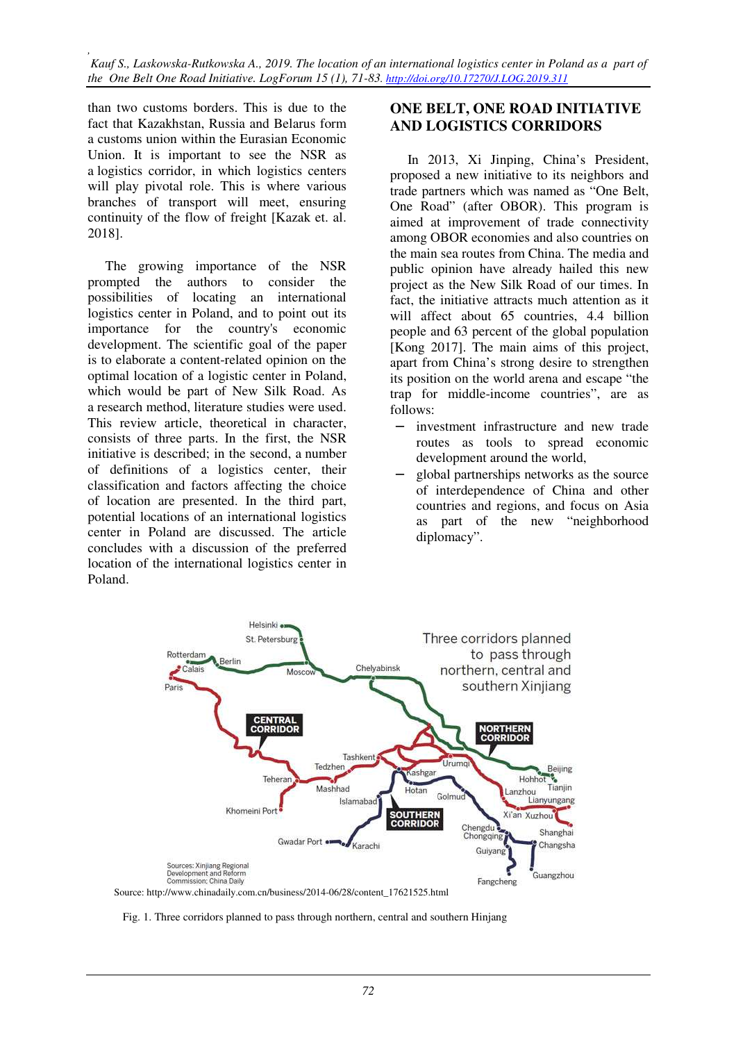than two customs borders. This is due to the fact that Kazakhstan, Russia and Belarus form a customs union within the Eurasian Economic Union. It is important to see the NSR as a logistics corridor, in which logistics centers will play pivotal role. This is where various branches of transport will meet, ensuring continuity of the flow of freight [Kazak et. al. 2018].

The growing importance of the NSR prompted the authors to consider the possibilities of locating an international logistics center in Poland, and to point out its importance for the country's economic development. The scientific goal of the paper is to elaborate a content-related opinion on the optimal location of a logistic center in Poland, which would be part of New Silk Road. As a research method, literature studies were used. This review article, theoretical in character, consists of three parts. In the first, the NSR initiative is described; in the second, a number of definitions of a logistics center, their classification and factors affecting the choice of location are presented. In the third part, potential locations of an international logistics center in Poland are discussed. The article concludes with a discussion of the preferred location of the international logistics center in Poland.

## ONE BELT, ONE ROAD INITIATIVE AND LOGISTICS CORRIDORS

In 2013, Xi Jinping, China's President, proposed a new initiative to its neighbors and trade partners which was named as "One Belt, One Road" (after OBOR). This program is aimed at improvement of trade connectivity among OBOR economies and also countries on the main sea routes from China. The media and public opinion have already hailed this new project as the New Silk Road of our times. In fact, the initiative attracts much attention as it will affect about 65 countries, 4.4 billion people and 63 percent of the global population [Kong 2017]. The main aims of this project, apart from China's strong desire to strengthen its position on the world arena and escape "the trap for middle-income countries", are as follows:

- investment infrastructure and new trade routes as tools to spread economic development around the world,
- global partnerships networks as the source of interdependence of China and other countries and regions, and focus on Asia as part of the new "neighborhood diplomacy".

Source: http://www.chinadaily.com.cn/business/2014-06/28/content_17621525.html

Fig. 1. Three corridors planned to pass through northern, central and southern Hinjang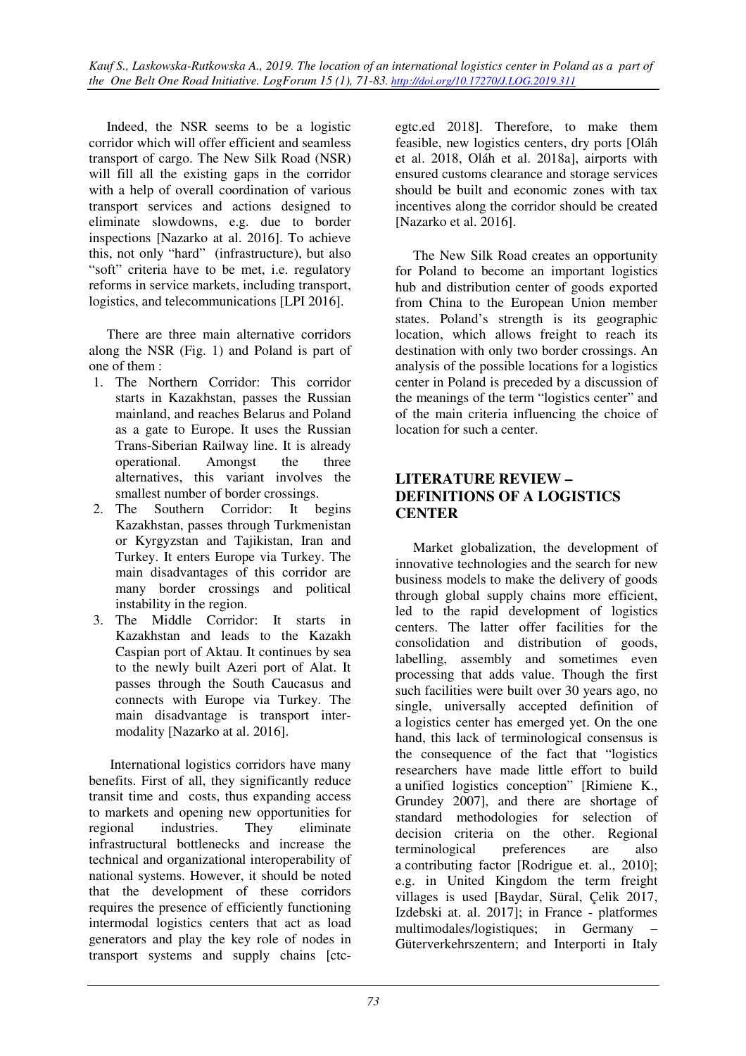Indeed, the NSR seems to be a logistic corridor which will offer efficient and seamless transport of cargo. The New Silk Road (NSR) will fill all the existing gaps in the corridor with a help of overall coordination of various transport services and actions designed to eliminate slowdowns, e.g. due to border inspections [Nazarko at al. 2016]. To achieve this, not only "hard" (infrastructure), but also "soft" criteria have to be met, i.e. regulatory reforms in service markets, including transport, logistics, and telecommunications [LPI 2016].

There are three main alternative corridors along the NSR (Fig. 1) and Poland is part of one of them :

1. The Northern Corridor: This corridor starts in Kazakhstan, passes the Russian mainland, and reaches Belarus and Poland as a gate to Europe. It uses the Russian Trans-Siberian Railway line. It is already operational. Amongst the three alternatives, this variant involves the smallest number of border crossings.
2. The Southern Corridor: It begins Kazakhstan, passes through Turkmenistan or Kyrgyzstan and Tajikistan, Iran and Turkey. It enters Europe via Turkey. The main disadvantages of this corridor are many border crossings and political instability in the region.
3. The Middle Corridor: It starts in Kazakhstan and leads to the Kazakh Caspian port of Aktau. It continues by sea to the newly built Azeri port of Alat. It passes through the South Caucasus and connects with Europe via Turkey. The main disadvantage is transport inter-modality [Nazarko at al. 2016].

International logistics corridors have many benefits. First of all, they significantly reduce transit time and costs, thus expanding access to markets and opening new opportunities for regional industries. They eliminate infrastructural bottlenecks and increase the technical and organizational interoperability of national systems. However, it should be noted that the development of these corridors requires the presence of efficiently functioning intermodal logistics centers that act as load generators and play the key role of nodes in transport systems and supply chains [ctc-egtc.ed 2018]. Therefore, to make them feasible, new logistics centers, dry ports [Oláh et al. 2018, Oláh et al. 2018a], airports with ensured customs clearance and storage services should be built and economic zones with tax incentives along the corridor should be created [Nazarko et al. 2016].

The New Silk Road creates an opportunity for Poland to become an important logistics hub and distribution center of goods exported from China to the European Union member states. Poland's strength is its geographic location, which allows freight to reach its destination with only two border crossings. An analysis of the possible locations for a logistics center in Poland is preceded by a discussion of the meanings of the term "logistics center" and of the main criteria influencing the choice of location for such a center.

## LITERATURE REVIEW – DEFINITIONS OF A LOGISTICS CENTER

Market globalization, the development of innovative technologies and the search for new business models to make the delivery of goods through global supply chains more efficient, led to the rapid development of logistics centers. The latter offer facilities for the consolidation and distribution of goods, labelling, assembly and sometimes even processing that adds value. Though the first such facilities were built over 30 years ago, no single, universally accepted definition of a logistics center has emerged yet. On the one hand, this lack of terminological consensus is the consequence of the fact that "logistics researchers have made little effort to build a unified logistics conception" [Rimiene K., Grundey 2007], and there are shortage of standard methodologies for selection of decision criteria on the other. Regional terminological preferences are also a contributing factor [Rodrigue et. al., 2010]; e.g. in United Kingdom the term freight villages is used [Baydar, Süral, Çelik 2017, Izdebski at. al. 2017]; in France - platformes multimodales/logistiques; in Germany – Güterverkehrszentern; and Interporti in Italy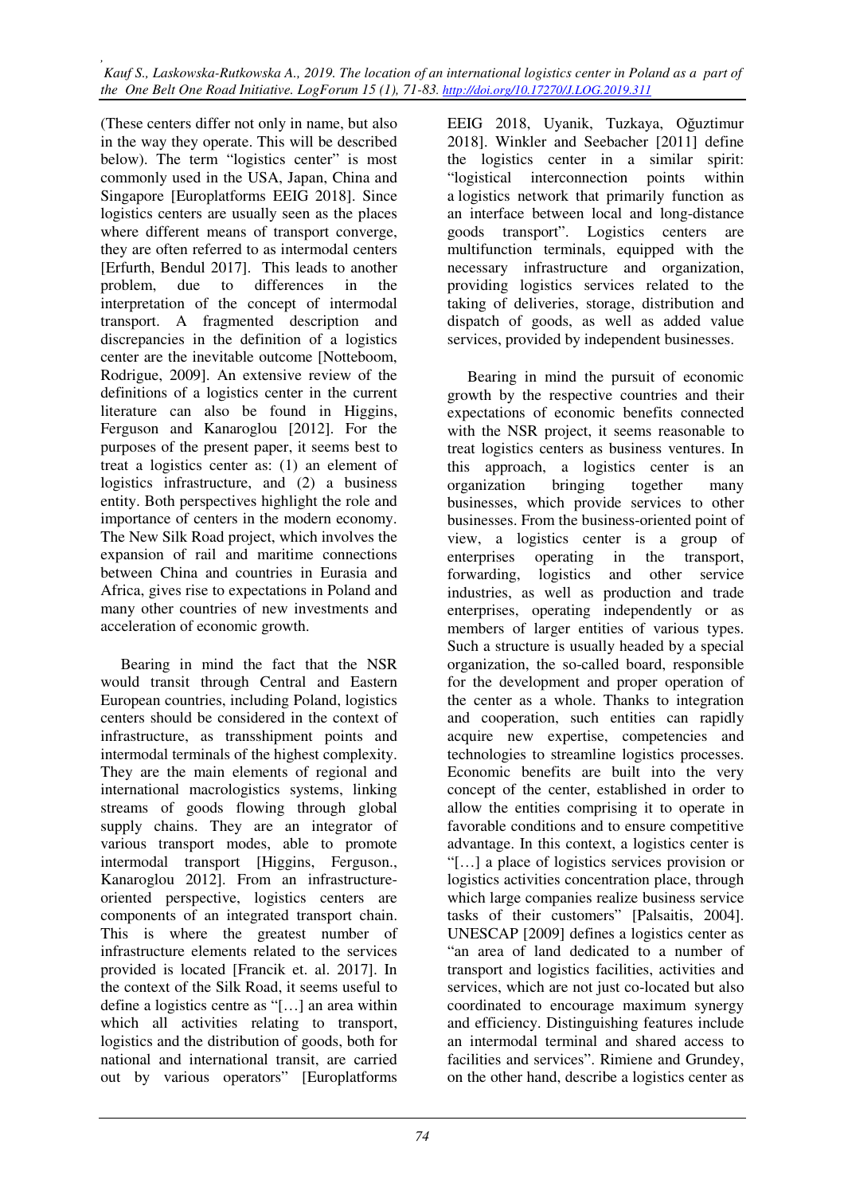(These centers differ not only in name, but also in the way they operate. This will be described below). The term "logistics center" is most commonly used in the USA, Japan, China and Singapore [Europlatforms EEIG 2018]. Since logistics centers are usually seen as the places where different means of transport converge, they are often referred to as intermodal centers [Erfurth, Bendul 2017]. This leads to another problem, due to differences in the interpretation of the concept of intermodal transport. A fragmented description and discrepancies in the definition of a logistics center are the inevitable outcome [Notteboom, Rodrigue, 2009]. An extensive review of the definitions of a logistics center in the current literature can also be found in Higgins, Ferguson and Kanaroglou [2012]. For the purposes of the present paper, it seems best to treat a logistics center as: (1) an element of logistics infrastructure, and (2) a business entity. Both perspectives highlight the role and importance of centers in the modern economy. The New Silk Road project, which involves the expansion of rail and maritime connections between China and countries in Eurasia and Africa, gives rise to expectations in Poland and many other countries of new investments and acceleration of economic growth.

Bearing in mind the fact that the NSR would transit through Central and Eastern European countries, including Poland, logistics centers should be considered in the context of infrastructure, as transshipment points and intermodal terminals of the highest complexity. They are the main elements of regional and international macrologistics systems, linking streams of goods flowing through global supply chains. They are an integrator of various transport modes, able to promote intermodal transport [Higgins, Ferguson., Kanaroglou 2012]. From an infrastructure-oriented perspective, logistics centers are components of an integrated transport chain. This is where the greatest number of infrastructure elements related to the services provided is located [Francik et. al. 2017]. In the context of the Silk Road, it seems useful to define a logistics centre as "[…] an area within which all activities relating to transport, logistics and the distribution of goods, both for national and international transit, are carried out by various operators" [Europlatforms EEIG 2018, Uyanik, Tuzkaya, Oğuztimur 2018]. Winkler and Seebacher [2011] define the logistics center in a similar spirit: "logistical interconnection points within a logistics network that primarily function as an interface between local and long-distance goods transport". Logistics centers are multifunction terminals, equipped with the necessary infrastructure and organization, providing logistics services related to the taking of deliveries, storage, distribution and dispatch of goods, as well as added value services, provided by independent businesses.

Bearing in mind the pursuit of economic growth by the respective countries and their expectations of economic benefits connected with the NSR project, it seems reasonable to treat logistics centers as business ventures. In this approach, a logistics center is an organization bringing together many businesses, which provide services to other businesses. From the business-oriented point of view, a logistics center is a group of enterprises operating in the transport, forwarding, logistics and other service industries, as well as production and trade enterprises, operating independently or as members of larger entities of various types. Such a structure is usually headed by a special organization, the so-called board, responsible for the development and proper operation of the center as a whole. Thanks to integration and cooperation, such entities can rapidly acquire new expertise, competencies and technologies to streamline logistics processes. Economic benefits are built into the very concept of the center, established in order to allow the entities comprising it to operate in favorable conditions and to ensure competitive advantage. In this context, a logistics center is "[…] a place of logistics services provision or logistics activities concentration place, through which large companies realize business service tasks of their customers" [Palsaitis, 2004]. UNESCAP [2009] defines a logistics center as "an area of land dedicated to a number of transport and logistics facilities, activities and services, which are not just co-located but also coordinated to encourage maximum synergy and efficiency. Distinguishing features include an intermodal terminal and shared access to facilities and services". Rimiene and Grundey, on the other hand, describe a logistics center as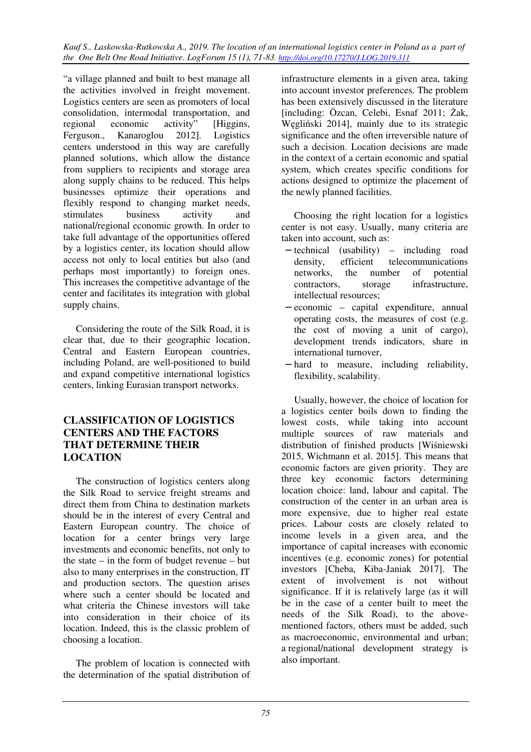"a village planned and built to best manage all the activities involved in freight movement. Logistics centers are seen as promoters of local consolidation, intermodal transportation, and regional economic activity" [Higgins, Ferguson., Kanaroglou 2012]. Logistics centers understood in this way are carefully planned solutions, which allow the distance from suppliers to recipients and storage area along supply chains to be reduced. This helps businesses optimize their operations and flexibly respond to changing market needs, stimulates business activity and national/regional economic growth. In order to take full advantage of the opportunities offered by a logistics center, its location should allow access not only to local entities but also (and perhaps most importantly) to foreign ones. This increases the competitive advantage of the center and facilitates its integration with global supply chains.

Considering the route of the Silk Road, it is clear that, due to their geographic location, Central and Eastern European countries, including Poland, are well-positioned to build and expand competitive international logistics centers, linking Eurasian transport networks.

## CLASSIFICATION OF LOGISTICS CENTERS AND THE FACTORS THAT DETERMINE THEIR LOCATION

The construction of logistics centers along the Silk Road to service freight streams and direct them from China to destination markets should be in the interest of every Central and Eastern European country. The choice of location for a center brings very large investments and economic benefits, not only to the state – in the form of budget revenue – but also to many enterprises in the construction, IT and production sectors. The question arises where such a center should be located and what criteria the Chinese investors will take into consideration in their choice of its location. Indeed, this is the classic problem of choosing a location.

The problem of location is connected with the determination of the spatial distribution of infrastructure elements in a given area, taking into account investor preferences. The problem has been extensively discussed in the literature [including: Özcan, Celebi, Esnaf 2011; Żak, Węgliński 2014], mainly due to its strategic significance and the often irreversible nature of such a decision. Location decisions are made in the context of a certain economic and spatial system, which creates specific conditions for actions designed to optimize the placement of the newly planned facilities.

Choosing the right location for a logistics center is not easy. Usually, many criteria are taken into account, such as:

- technical (usability) – including road density, efficient telecommunications networks, the number of potential contractors, storage infrastructure, intellectual resources;
- economic – capital expenditure, annual operating costs, the measures of cost (e.g. the cost of moving a unit of cargo), development trends indicators, share in international turnover,
- hard to measure, including reliability, flexibility, scalability.

Usually, however, the choice of location for a logistics center boils down to finding the lowest costs, while taking into account multiple sources of raw materials and distribution of finished products [Wiśniewski 2015, Wichmann et al. 2015]. This means that economic factors are given priority. They are three key economic factors determining location choice: land, labour and capital. The construction of the center in an urban area is more expensive, due to higher real estate prices. Labour costs are closely related to income levels in a given area, and the importance of capital increases with economic incentives (e.g. economic zones) for potential investors [Cheba, Kiba-Janiak 2017]. The extent of involvement is not without significance. If it is relatively large (as it will be in the case of a center built to meet the needs of the Silk Road), to the above-mentioned factors, others must be added, such as macroeconomic, environmental and urban; a regional/national development strategy is also important.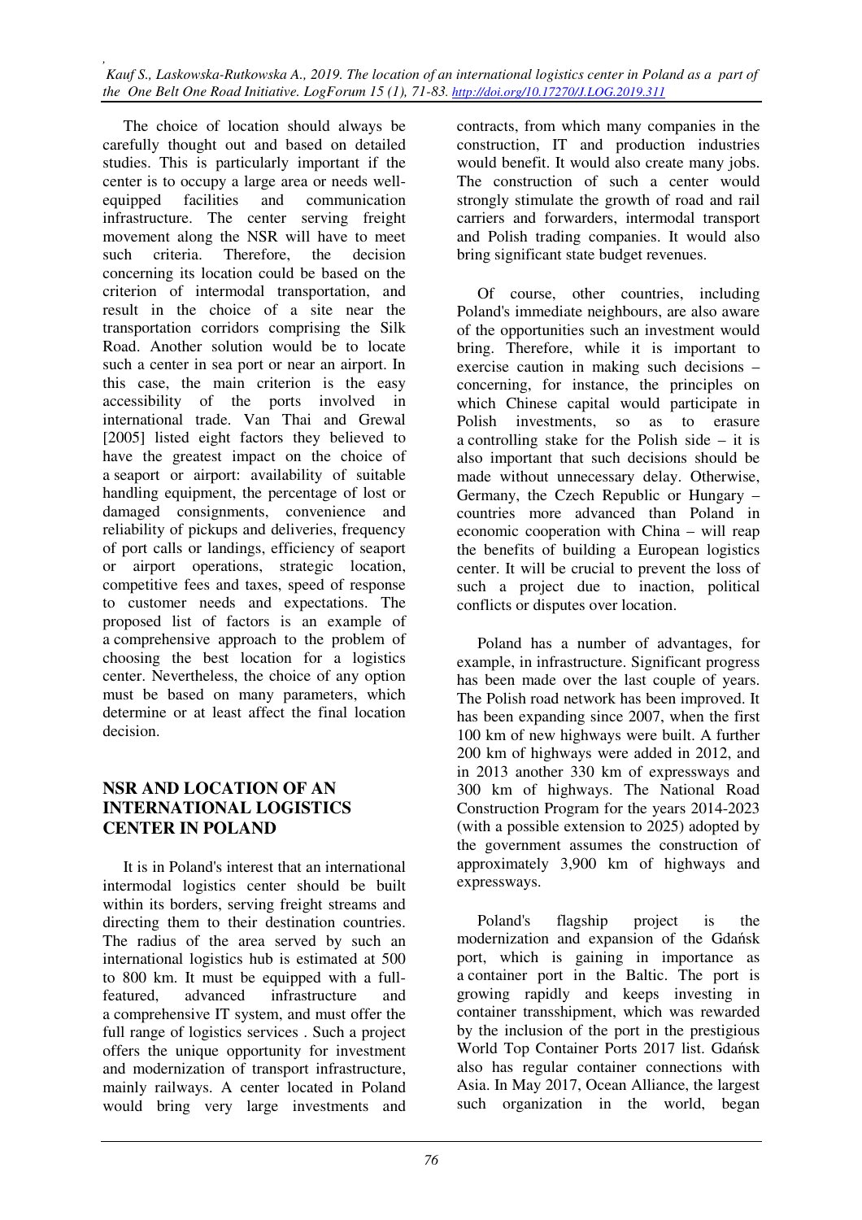The choice of location should always be carefully thought out and based on detailed studies. This is particularly important if the center is to occupy a large area or needs well-equipped facilities and communication infrastructure. The center serving freight movement along the NSR will have to meet such criteria. Therefore, the decision concerning its location could be based on the criterion of intermodal transportation, and result in the choice of a site near the transportation corridors comprising the Silk Road. Another solution would be to locate such a center in sea port or near an airport. In this case, the main criterion is the easy accessibility of the ports involved in international trade. Van Thai and Grewal [2005] listed eight factors they believed to have the greatest impact on the choice of a seaport or airport: availability of suitable handling equipment, the percentage of lost or damaged consignments, convenience and reliability of pickups and deliveries, frequency of port calls or landings, efficiency of seaport or airport operations, strategic location, competitive fees and taxes, speed of response to customer needs and expectations. The proposed list of factors is an example of a comprehensive approach to the problem of choosing the best location for a logistics center. Nevertheless, the choice of any option must be based on many parameters, which determine or at least affect the final location decision.

## NSR AND LOCATION OF AN INTERNATIONAL LOGISTICS CENTER IN POLAND

It is in Poland's interest that an international intermodal logistics center should be built within its borders, serving freight streams and directing them to their destination countries. The radius of the area served by such an international logistics hub is estimated at 500 to 800 km. It must be equipped with a full-featured, advanced infrastructure and a comprehensive IT system, and must offer the full range of logistics services . Such a project offers the unique opportunity for investment and modernization of transport infrastructure, mainly railways. A center located in Poland would bring very large investments and contracts, from which many companies in the construction, IT and production industries would benefit. It would also create many jobs. The construction of such a center would strongly stimulate the growth of road and rail carriers and forwarders, intermodal transport and Polish trading companies. It would also bring significant state budget revenues.

Of course, other countries, including Poland's immediate neighbours, are also aware of the opportunities such an investment would bring. Therefore, while it is important to exercise caution in making such decisions – concerning, for instance, the principles on which Chinese capital would participate in Polish investments, so as to erasure a controlling stake for the Polish side – it is also important that such decisions should be made without unnecessary delay. Otherwise, Germany, the Czech Republic or Hungary – countries more advanced than Poland in economic cooperation with China – will reap the benefits of building a European logistics center. It will be crucial to prevent the loss of such a project due to inaction, political conflicts or disputes over location.

Poland has a number of advantages, for example, in infrastructure. Significant progress has been made over the last couple of years. The Polish road network has been improved. It has been expanding since 2007, when the first 100 km of new highways were built. A further 200 km of highways were added in 2012, and in 2013 another 330 km of expressways and 300 km of highways. The National Road Construction Program for the years 2014-2023 (with a possible extension to 2025) adopted by the government assumes the construction of approximately 3,900 km of highways and expressways.

Poland's flagship project is the modernization and expansion of the Gdańsk port, which is gaining in importance as a container port in the Baltic. The port is growing rapidly and keeps investing in container transshipment, which was rewarded by the inclusion of the port in the prestigious World Top Container Ports 2017 list. Gdańsk also has regular container connections with Asia. In May 2017, Ocean Alliance, the largest such organization in the world, began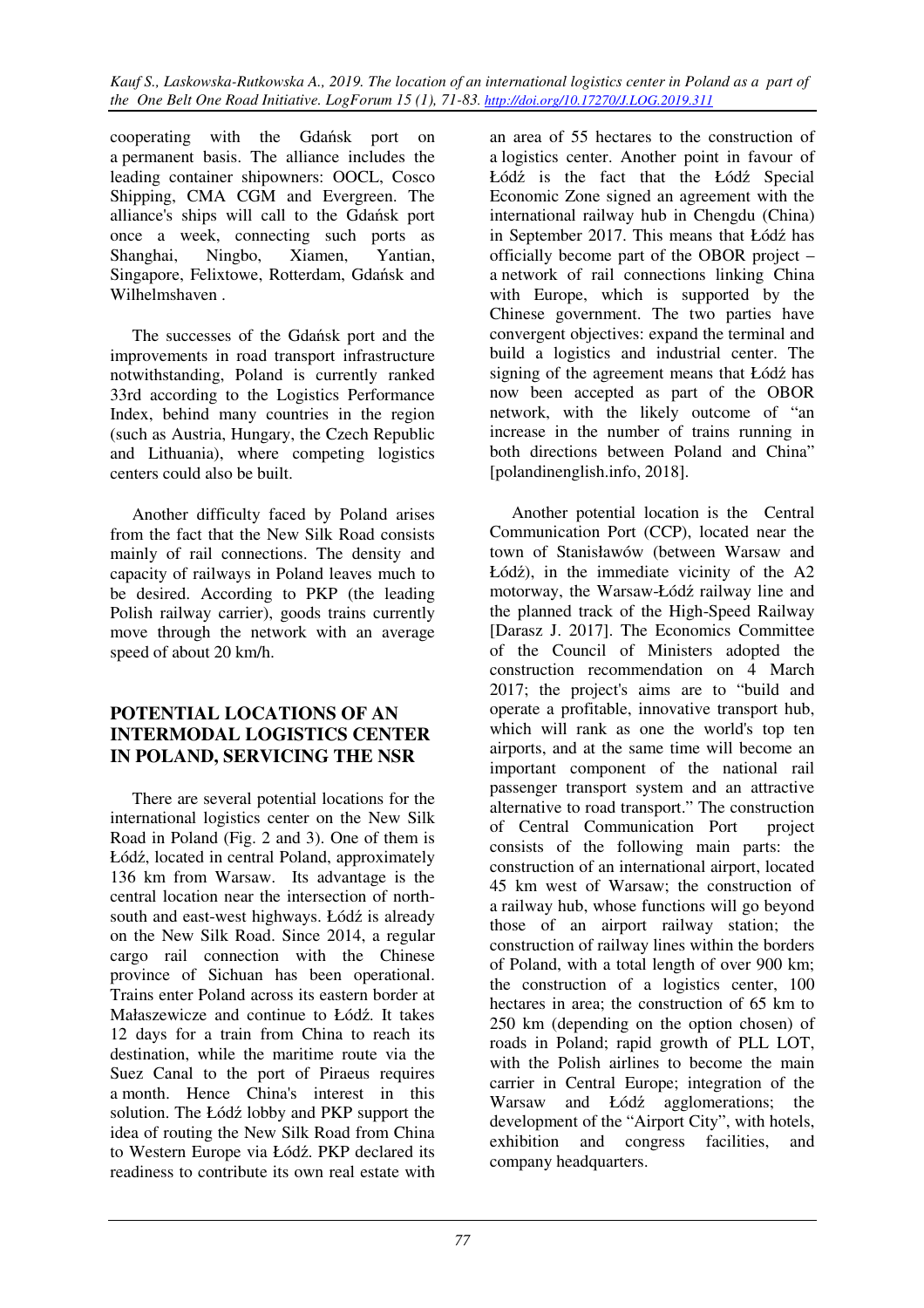cooperating with the Gdańsk port on a permanent basis. The alliance includes the leading container shipowners: OOCL, Cosco Shipping, CMA CGM and Evergreen. The alliance's ships will call to the Gdańsk port once a week, connecting such ports as Shanghai, Ningbo, Xiamen, Yantian, Singapore, Felixtowe, Rotterdam, Gdańsk and Wilhelmshaven .

The successes of the Gdańsk port and the improvements in road transport infrastructure notwithstanding, Poland is currently ranked 33rd according to the Logistics Performance Index, behind many countries in the region (such as Austria, Hungary, the Czech Republic and Lithuania), where competing logistics centers could also be built.

Another difficulty faced by Poland arises from the fact that the New Silk Road consists mainly of rail connections. The density and capacity of railways in Poland leaves much to be desired. According to PKP (the leading Polish railway carrier), goods trains currently move through the network with an average speed of about 20 km/h.

## POTENTIAL LOCATIONS OF AN INTERMODAL LOGISTICS CENTER IN POLAND, SERVICING THE NSR

There are several potential locations for the international logistics center on the New Silk Road in Poland (Fig. 2 and 3). One of them is Łódź, located in central Poland, approximately 136 km from Warsaw. Its advantage is the central location near the intersection of north-south and east-west highways. Łódź is already on the New Silk Road. Since 2014, a regular cargo rail connection with the Chinese province of Sichuan has been operational. Trains enter Poland across its eastern border at Małaszewicze and continue to Łódź. It takes 12 days for a train from China to reach its destination, while the maritime route via the Suez Canal to the port of Piraeus requires a month. Hence China's interest in this solution. The Łódź lobby and PKP support the idea of routing the New Silk Road from China to Western Europe via Łódź. PKP declared its readiness to contribute its own real estate with an area of 55 hectares to the construction of a logistics center. Another point in favour of Łódź is the fact that the Łódź Special Economic Zone signed an agreement with the international railway hub in Chengdu (China) in September 2017. This means that Łódź has officially become part of the OBOR project – a network of rail connections linking China with Europe, which is supported by the Chinese government. The two parties have convergent objectives: expand the terminal and build a logistics and industrial center. The signing of the agreement means that Łódź has now been accepted as part of the OBOR network, with the likely outcome of "an increase in the number of trains running in both directions between Poland and China" [polandinenglish.info, 2018].

Another potential location is the Central Communication Port (CCP), located near the town of Stanisławów (between Warsaw and Łódź), in the immediate vicinity of the A2 motorway, the Warsaw-Łódź railway line and the planned track of the High-Speed Railway [Darasz J. 2017]. The Economics Committee of the Council of Ministers adopted the construction recommendation on 4 March 2017; the project's aims are to "build and operate a profitable, innovative transport hub, which will rank as one the world's top ten airports, and at the same time will become an important component of the national rail passenger transport system and an attractive alternative to road transport." The construction of Central Communication Port project consists of the following main parts: the construction of an international airport, located 45 km west of Warsaw; the construction of a railway hub, whose functions will go beyond those of an airport railway station; the construction of railway lines within the borders of Poland, with a total length of over 900 km; the construction of a logistics center, 100 hectares in area; the construction of 65 km to 250 km (depending on the option chosen) of roads in Poland; rapid growth of PLL LOT, with the Polish airlines to become the main carrier in Central Europe; integration of the Warsaw and Łódź agglomerations; the development of the "Airport City", with hotels, exhibition and congress facilities, and company headquarters.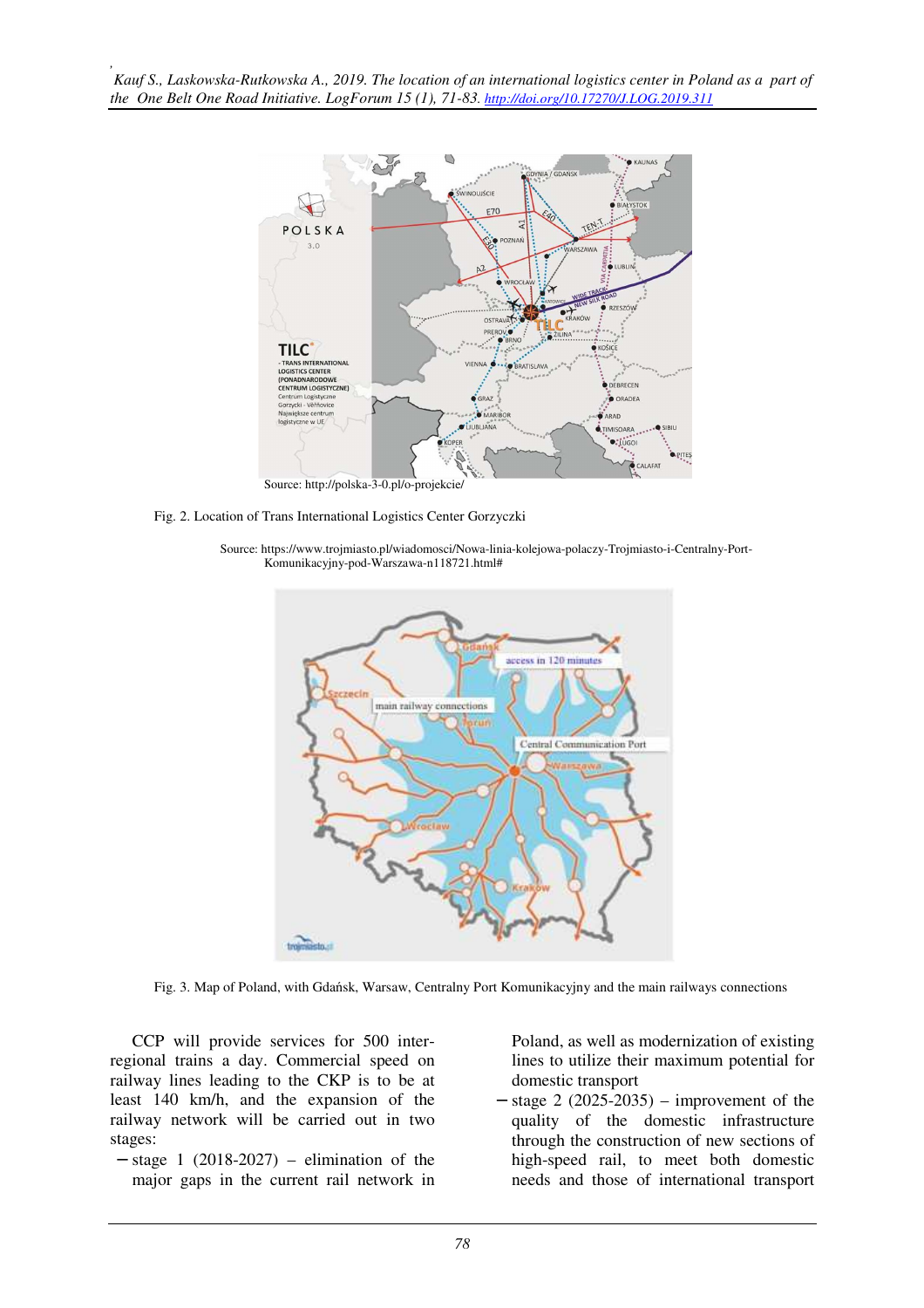Source: http://polska-3-0.pl/o-projekcie/

Fig. 2. Location of Trans International Logistics Center Gorzyczki

Source: https://www.trojmiasto.pl/wiadomosci/Nowa-linia-kolejowa-polaczy-Trojmiasto-i-Centralny-Port-Komunikacyjny-pod-Warszawa-n118721.html#

Fig. 3. Map of Poland, with Gdańsk, Warsaw, Centralny Port Komunikacyjny and the main railways connections

CCP will provide services for 500 inter-regional trains a day. Commercial speed on railway lines leading to the CKP is to be at least 140 km/h, and the expansion of the railway network will be carried out in two stages:

- stage 1 (2018-2027) – elimination of the major gaps in the current rail network in Poland, as well as modernization of existing lines to utilize their maximum potential for domestic transport
- stage 2 (2025-2035) – improvement of the quality of the domestic infrastructure through the construction of new sections of high-speed rail, to meet both domestic needs and those of international transport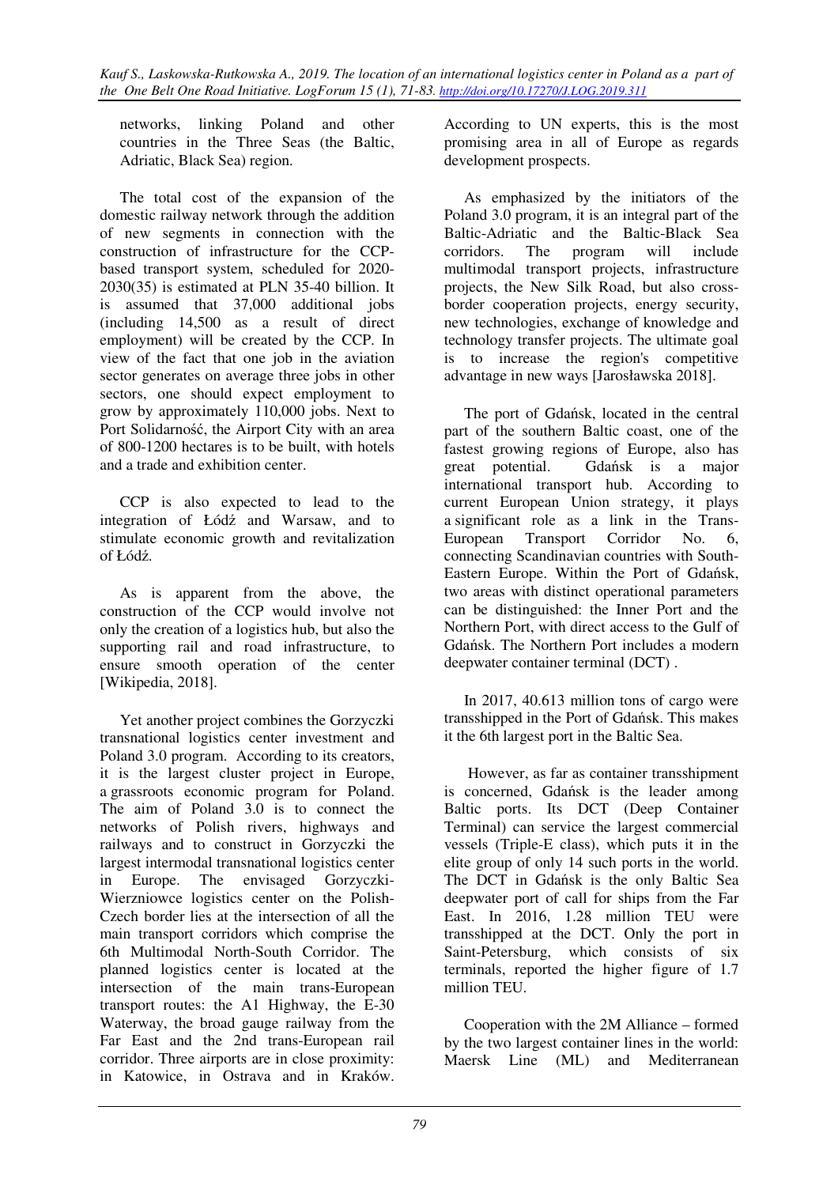networks, linking Poland and other countries in the Three Seas (the Baltic, Adriatic, Black Sea) region.

The total cost of the expansion of the domestic railway network through the addition of new segments in connection with the construction of infrastructure for the CCP-based transport system, scheduled for 2020-2030(35) is estimated at PLN 35-40 billion. It is assumed that 37,000 additional jobs (including 14,500 as a result of direct employment) will be created by the CCP. In view of the fact that one job in the aviation sector generates on average three jobs in other sectors, one should expect employment to grow by approximately 110,000 jobs. Next to Port Solidarność, the Airport City with an area of 800-1200 hectares is to be built, with hotels and a trade and exhibition center.

CCP is also expected to lead to the integration of Łódź and Warsaw, and to stimulate economic growth and revitalization of Łódź.

As is apparent from the above, the construction of the CCP would involve not only the creation of a logistics hub, but also the supporting rail and road infrastructure, to ensure smooth operation of the center [Wikipedia, 2018].

Yet another project combines the Gorzyczki transnational logistics center investment and Poland 3.0 program. According to its creators, it is the largest cluster project in Europe, a grassroots economic program for Poland. The aim of Poland 3.0 is to connect the networks of Polish rivers, highways and railways and to construct in Gorzyczki the largest intermodal transnational logistics center in Europe. The envisaged Gorzyczki-Wierzniowce logistics center on the Polish-Czech border lies at the intersection of all the main transport corridors which comprise the 6th Multimodal North-South Corridor. The planned logistics center is located at the intersection of the main trans-European transport routes: the A1 Highway, the E-30 Waterway, the broad gauge railway from the Far East and the 2nd trans-European rail corridor. Three airports are in close proximity: in Katowice, in Ostrava and in Kraków. According to UN experts, this is the most promising area in all of Europe as regards development prospects.

As emphasized by the initiators of the Poland 3.0 program, it is an integral part of the Baltic-Adriatic and the Baltic-Black Sea corridors. The program will include multimodal transport projects, infrastructure projects, the New Silk Road, but also cross-border cooperation projects, energy security, new technologies, exchange of knowledge and technology transfer projects. The ultimate goal is to increase the region's competitive advantage in new ways [Jarosławska 2018].

The port of Gdańsk, located in the central part of the southern Baltic coast, one of the fastest growing regions of Europe, also has great potential. Gdańsk is a major international transport hub. According to current European Union strategy, it plays a significant role as a link in the Trans-European Transport Corridor No. 6, connecting Scandinavian countries with South-Eastern Europe. Within the Port of Gdańsk, two areas with distinct operational parameters can be distinguished: the Inner Port and the Northern Port, with direct access to the Gulf of Gdańsk. The Northern Port includes a modern deepwater container terminal (DCT) .

In 2017, 40.613 million tons of cargo were transshipped in the Port of Gdańsk. This makes it the 6th largest port in the Baltic Sea.

However, as far as container transshipment is concerned, Gdańsk is the leader among Baltic ports. Its DCT (Deep Container Terminal) can service the largest commercial vessels (Triple-E class), which puts it in the elite group of only 14 such ports in the world. The DCT in Gdańsk is the only Baltic Sea deepwater port of call for ships from the Far East. In 2016, 1.28 million TEU were transshipped at the DCT. Only the port in Saint-Petersburg, which consists of six terminals, reported the higher figure of 1.7 million TEU.

Cooperation with the 2M Alliance – formed by the two largest container lines in the world: Maersk Line (ML) and Mediterranean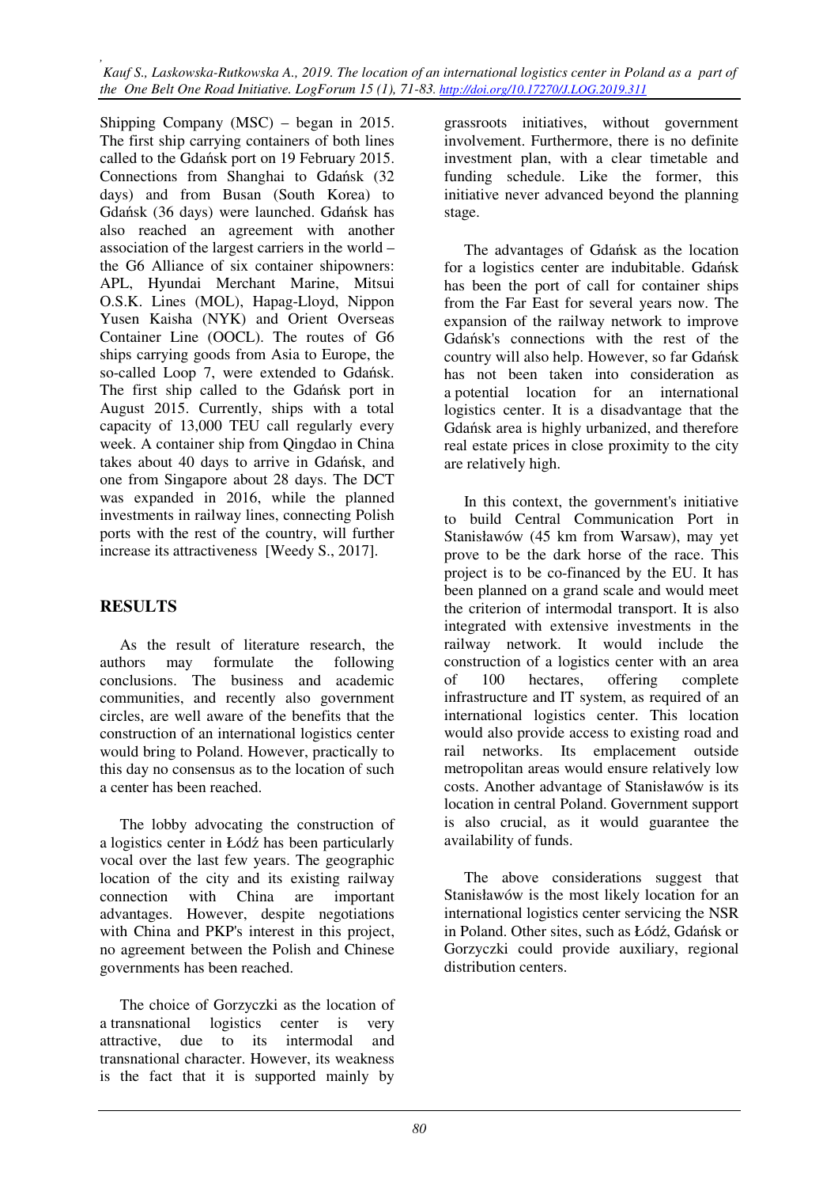Shipping Company (MSC) – began in 2015. The first ship carrying containers of both lines called to the Gdańsk port on 19 February 2015. Connections from Shanghai to Gdańsk (32 days) and from Busan (South Korea) to Gdańsk (36 days) were launched. Gdańsk has also reached an agreement with another association of the largest carriers in the world – the G6 Alliance of six container shipowners: APL, Hyundai Merchant Marine, Mitsui O.S.K. Lines (MOL), Hapag-Lloyd, Nippon Yusen Kaisha (NYK) and Orient Overseas Container Line (OOCL). The routes of G6 ships carrying goods from Asia to Europe, the so-called Loop 7, were extended to Gdańsk. The first ship called to the Gdańsk port in August 2015. Currently, ships with a total capacity of 13,000 TEU call regularly every week. A container ship from Qingdao in China takes about 40 days to arrive in Gdańsk, and one from Singapore about 28 days. The DCT was expanded in 2016, while the planned investments in railway lines, connecting Polish ports with the rest of the country, will further increase its attractiveness [Weedy S., 2017].

## RESULTS

As the result of literature research, the authors may formulate the following conclusions. The business and academic communities, and recently also government circles, are well aware of the benefits that the construction of an international logistics center would bring to Poland. However, practically to this day no consensus as to the location of such a center has been reached.

The lobby advocating the construction of a logistics center in Łódź has been particularly vocal over the last few years. The geographic location of the city and its existing railway connection with China are important advantages. However, despite negotiations with China and PKP's interest in this project, no agreement between the Polish and Chinese governments has been reached.

The choice of Gorzyczki as the location of a transnational logistics center is very attractive, due to its intermodal and transnational character. However, its weakness is the fact that it is supported mainly by grassroots initiatives, without government involvement. Furthermore, there is no definite investment plan, with a clear timetable and funding schedule. Like the former, this initiative never advanced beyond the planning stage.

The advantages of Gdańsk as the location for a logistics center are indubitable. Gdańsk has been the port of call for container ships from the Far East for several years now. The expansion of the railway network to improve Gdańsk's connections with the rest of the country will also help. However, so far Gdańsk has not been taken into consideration as a potential location for an international logistics center. It is a disadvantage that the Gdańsk area is highly urbanized, and therefore real estate prices in close proximity to the city are relatively high.

In this context, the government's initiative to build Central Communication Port in Stanisławów (45 km from Warsaw), may yet prove to be the dark horse of the race. This project is to be co-financed by the EU. It has been planned on a grand scale and would meet the criterion of intermodal transport. It is also integrated with extensive investments in the railway network. It would include the construction of a logistics center with an area of 100 hectares, offering complete infrastructure and IT system, as required of an international logistics center. This location would also provide access to existing road and rail networks. Its emplacement outside metropolitan areas would ensure relatively low costs. Another advantage of Stanisławów is its location in central Poland. Government support is also crucial, as it would guarantee the availability of funds.

The above considerations suggest that Stanisławów is the most likely location for an international logistics center servicing the NSR in Poland. Other sites, such as Łódź, Gdańsk or Gorzyczki could provide auxiliary, regional distribution centers.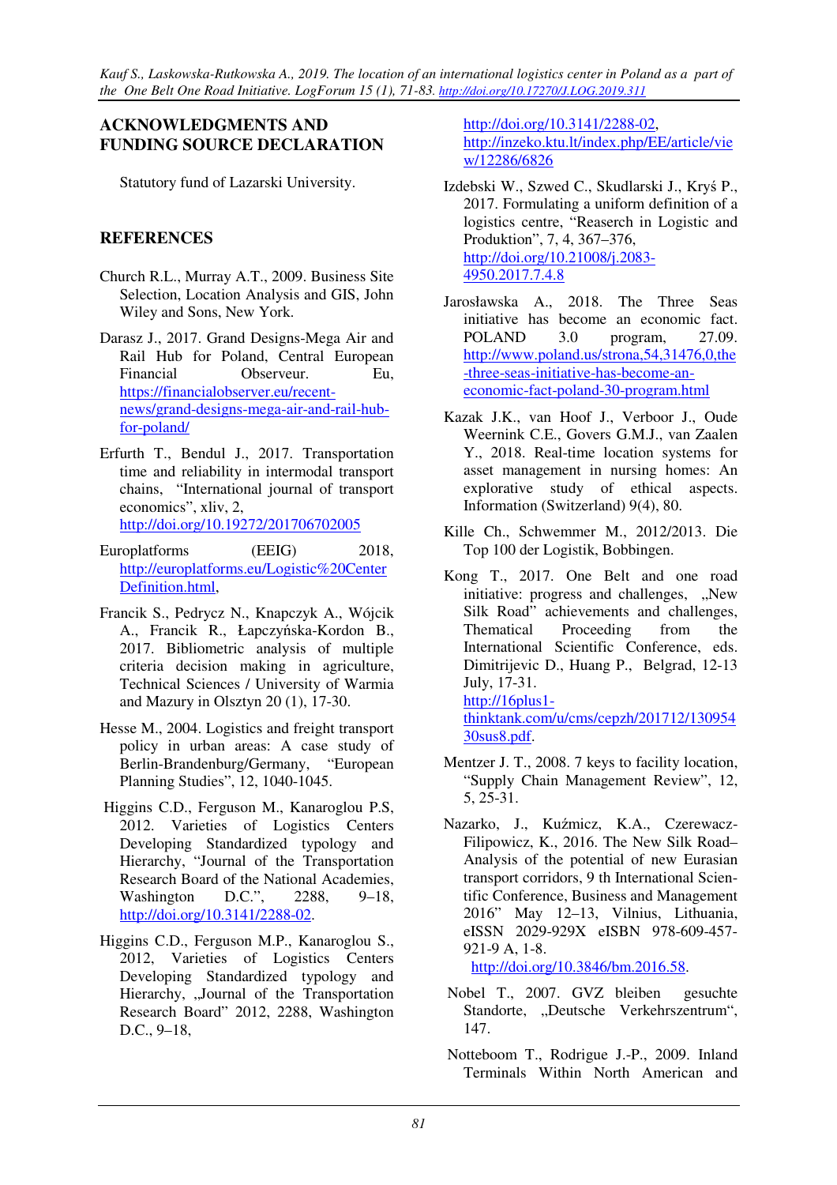## ACKNOWLEDGMENTS AND FUNDING SOURCE DECLARATION

Statutory fund of Lazarski University.

## REFERENCES

Church R.L., Murray A.T., 2009. Business Site Selection, Location Analysis and GIS, John Wiley and Sons, New York.

Darasz J., 2017. Grand Designs-Mega Air and Rail Hub for Poland, Central European Financial Observeur. Eu, https://financialobserver.eu/recent-news/grand-designs-mega-air-and-rail-hub-for-poland/

Erfurth T., Bendul J., 2017. Transportation time and reliability in intermodal transport chains, "International journal of transport economics", xliv, 2, http://doi.org/10.19272/201706702005

Europlatforms (EEIG) 2018, http://europlatforms.eu/Logistic%20Center Definition.html,

Francik S., Pedrycz N., Knapczyk A., Wójcik A., Francik R., Łapczyńska-Kordon B., 2017. Bibliometric analysis of multiple criteria decision making in agriculture, Technical Sciences / University of Warmia and Mazury in Olsztyn 20 (1), 17-30.

Hesse M., 2004. Logistics and freight transport policy in urban areas: A case study of Berlin-Brandenburg/Germany, "European Planning Studies", 12, 1040-1045.

Higgins C.D., Ferguson M., Kanaroglou P.S, 2012. Varieties of Logistics Centers Developing Standardized typology and Hierarchy, "Journal of the Transportation Research Board of the National Academies, Washington D.C.", 2288, 9–18, http://doi.org/10.3141/2288-02.

Higgins C.D., Ferguson M.P., Kanaroglou S., 2012, Varieties of Logistics Centers Developing Standardized typology and Hierarchy, „Journal of the Transportation Research Board" 2012, 2288, Washington D.C., 9–18, http://doi.org/10.3141/2288-02, http://inzeko.ktu.lt/index.php/EE/article/view/12286/6826

Izdebski W., Szwed C., Skudlarski J., Kryś P., 2017. Formulating a uniform definition of a logistics centre, "Reaserch in Logistic and Produktion", 7, 4, 367–376, http://doi.org/10.21008/j.2083-4950.2017.7.4.8

Jarosławska A., 2018. The Three Seas initiative has become an economic fact. POLAND 3.0 program, 27.09. http://www.poland.us/strona,54,31476,0,the-three-seas-initiative-has-become-an-economic-fact-poland-30-program.html

Kazak J.K., van Hoof J., Verboor J., Oude Weernink C.E., Govers G.M.J., van Zaalen Y., 2018. Real-time location systems for asset management in nursing homes: An explorative study of ethical aspects. Information (Switzerland) 9(4), 80.

Kille Ch., Schwemmer M., 2012/2013. Die Top 100 der Logistik, Bobbingen.

Kong T., 2017. One Belt and one road initiative: progress and challenges, „New Silk Road" achievements and challenges, Thematical Proceeding from the International Scientific Conference, eds. Dimitrijevic D., Huang P., Belgrad, 12-13 July, 17-31. http://16plus1-thinktank.com/u/cms/cepzh/201712/13095430sus8.pdf.

Mentzer J. T., 2008. 7 keys to facility location, "Supply Chain Management Review", 12, 5, 25-31.

Nazarko, J., Kuźmicz, K.A., Czerewacz-Filipowicz, K., 2016. The New Silk Road– Analysis of the potential of new Eurasian transport corridors, 9 th International Scientific Conference, Business and Management 2016" May 12–13, Vilnius, Lithuania, eISSN 2029-929X eISBN 978-609-457-921-9 A, 1-8. http://doi.org/10.3846/bm.2016.58.

Nobel T., 2007. GVZ bleiben gesuchte Standorte, „Deutsche Verkehrszentrum", 147.

Notteboom T., Rodrigue J.-P., 2009. Inland Terminals Within North American and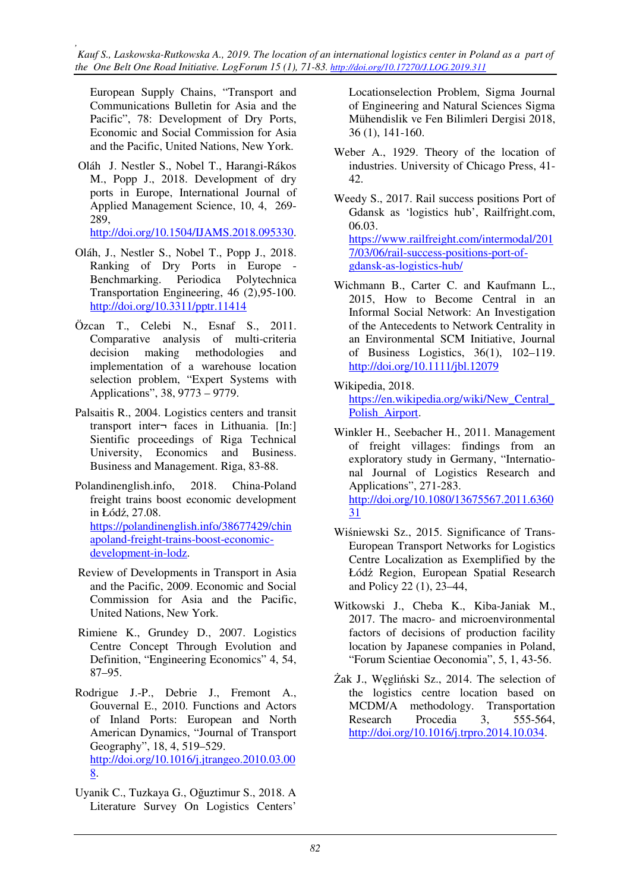European Supply Chains, "Transport and Communications Bulletin for Asia and the Pacific", 78: Development of Dry Ports, Economic and Social Commission for Asia and the Pacific, United Nations, New York.

Oláh J. Nestler S., Nobel T., Harangi-Rákos M., Popp J., 2018. Development of dry ports in Europe, International Journal of Applied Management Science, 10, 4, 269-289, http://doi.org/10.1504/IJAMS.2018.095330.

Oláh, J., Nestler S., Nobel T., Popp J., 2018. Ranking of Dry Ports in Europe - Benchmarking. Periodica Polytechnica Transportation Engineering, 46 (2),95-100. http://doi.org/10.3311/pptr.11414

Özcan T., Celebi N., Esnaf S., 2011. Comparative analysis of multi-criteria decision making methodologies and implementation of a warehouse location selection problem, "Expert Systems with Applications", 38, 9773 – 9779.

Palsaitis R., 2004. Logistics centers and transit transport inter¬ faces in Lithuania. [In:] Sientific proceedings of Riga Technical University, Economics and Business. Business and Management. Riga, 83-88.

Polandinenglish.info, 2018. China-Poland freight trains boost economic development in Łódź, 27.08. https://polandinenglish.info/38677429/chinapoland-freight-trains-boost-economic-development-in-lodz.

Review of Developments in Transport in Asia and the Pacific, 2009. Economic and Social Commission for Asia and the Pacific, United Nations, New York.

Rimiene K., Grundey D., 2007. Logistics Centre Concept Through Evolution and Definition, "Engineering Economics" 4, 54, 87–95.

Rodrigue J.-P., Debrie J., Fremont A., Gouvernal E., 2010. Functions and Actors of Inland Ports: European and North American Dynamics, "Journal of Transport Geography", 18, 4, 519–529. http://doi.org/10.1016/j.jtrangeo.2010.03.008.

Uyanik C., Tuzkaya G., Oğuztimur S., 2018. A Literature Survey On Logistics Centers' Locationselection Problem, Sigma Journal of Engineering and Natural Sciences Sigma Mühendislik ve Fen Bilimleri Dergisi 2018, 36 (1), 141-160.

Weber A., 1929. Theory of the location of industries. University of Chicago Press, 41-42.

Weedy S., 2017. Rail success positions Port of Gdansk as 'logistics hub', Railfright.com, 06.03. https://www.railfreight.com/intermodal/2017/03/06/rail-success-positions-port-of-gdansk-as-logistics-hub/

Wichmann B., Carter C. and Kaufmann L., 2015, How to Become Central in an Informal Social Network: An Investigation of the Antecedents to Network Centrality in an Environmental SCM Initiative, Journal of Business Logistics, 36(1), 102–119. http://doi.org/10.1111/jbl.12079

Wikipedia, 2018. https://en.wikipedia.org/wiki/New_Central_Polish_Airport.

Winkler H., Seebacher H., 2011. Management of freight villages: findings from an exploratory study in Germany, "International Journal of Logistics Research and Applications", 271-283. http://doi.org/10.1080/13675567.2011.636031

Wiśniewski Sz., 2015. Significance of Trans-European Transport Networks for Logistics Centre Localization as Exemplified by the Łódź Region, European Spatial Research and Policy 22 (1), 23–44,

Witkowski J., Cheba K., Kiba-Janiak M., 2017. The macro- and microenvironmental factors of decisions of production facility location by Japanese companies in Poland, "Forum Scientiae Oeconomia", 5, 1, 43-56.

Żak J., Węgliński Sz., 2014. The selection of the logistics centre location based on MCDM/A methodology. Transportation Research Procedia 3, 555-564, http://doi.org/10.1016/j.trpro.2014.10.034.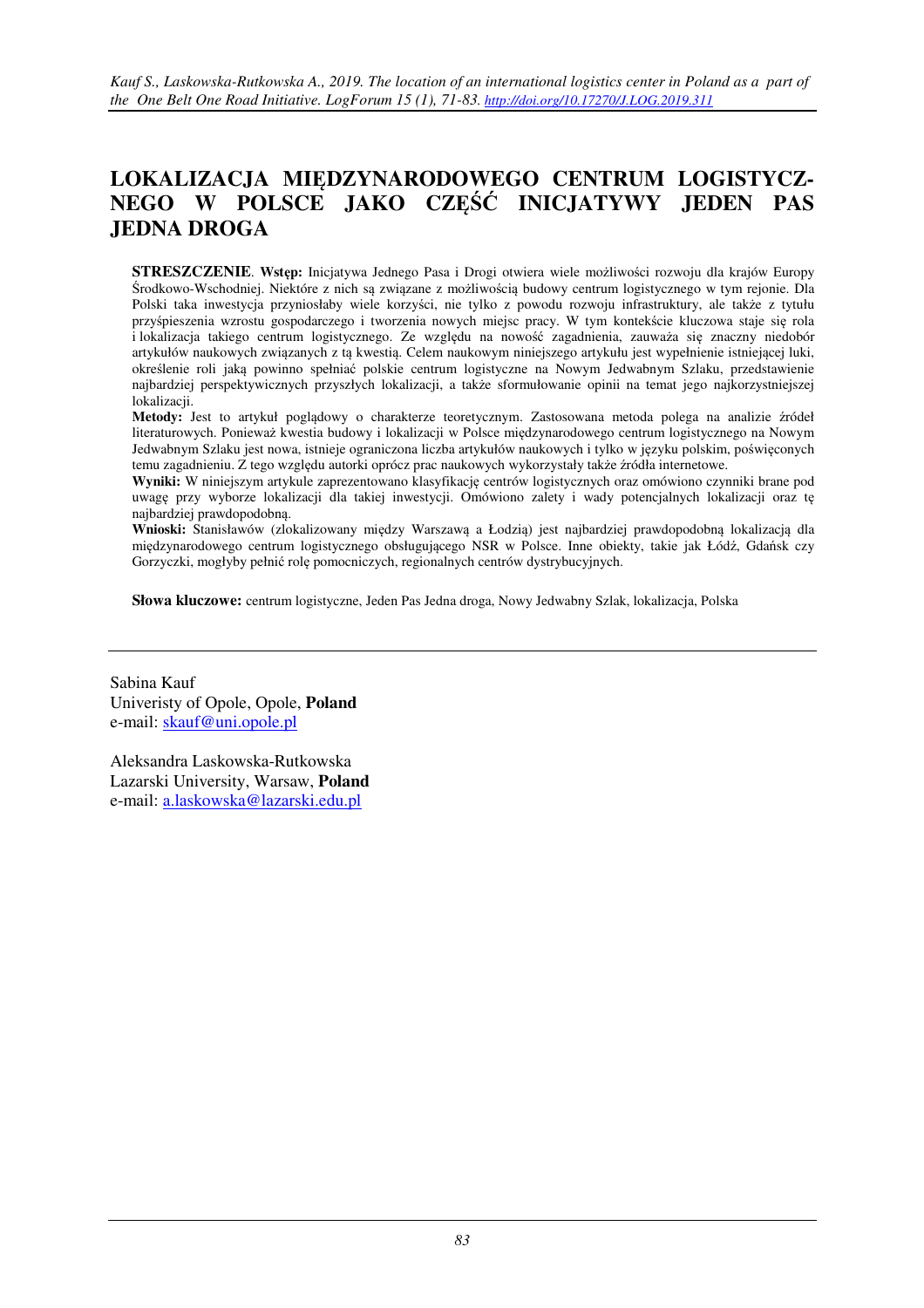# LOKALIZACJA MIĘDZYNARODOWEGO CENTRUM LOGISTYCZNEGO W POLSCE JAKO CZĘŚĆ INICJATYWY JEDEN PAS JEDNA DROGA

**STRESZCZENIE**. **Wstęp:** Inicjatywa Jednego Pasa i Drogi otwiera wiele możliwości rozwoju dla krajów Europy Środkowo-Wschodniej. Niektóre z nich są związane z możliwością budowy centrum logistycznego w tym rejonie. Dla Polski taka inwestycja przyniosłaby wiele korzyści, nie tylko z powodu rozwoju infrastruktury, ale także z tytułu przyśpieszenia wzrostu gospodarczego i tworzenia nowych miejsc pracy. W tym kontekście kluczowa staje się rola i lokalizacja takiego centrum logistycznego. Ze względu na nowość zagadnienia, zauważa się znaczny niedobór artykułów naukowych związanych z tą kwestią. Celem naukowym niniejszego artykułu jest wypełnienie istniejącej luki, określenie roli jaką powinno spełniać polskie centrum logistyczne na Nowym Jedwabnym Szlaku, przedstawienie najbardziej perspektywicznych przyszłych lokalizacji, a także sformułowanie opinii na temat jego najkorzystniejszej lokalizacji.

**Metody:** Jest to artykuł poglądowy o charakterze teoretycznym. Zastosowana metoda polega na analizie źródeł literaturowych. Ponieważ kwestia budowy i lokalizacji w Polsce międzynarodowego centrum logistycznego na Nowym Jedwabnym Szlaku jest nowa, istnieje ograniczona liczba artykułów naukowych i tylko w języku polskim, poświęconych temu zagadnieniu. Z tego względu autorki oprócz prac naukowych wykorzystały także źródła internetowe.

**Wyniki:** W niniejszym artykule zaprezentowano klasyfikację centrów logistycznych oraz omówiono czynniki brane pod uwagę przy wyborze lokalizacji dla takiej inwestycji. Omówiono zalety i wady potencjalnych lokalizacji oraz tę najbardziej prawdopodobną.

**Wnioski:** Stanisławów (zlokalizowany między Warszawą a Łodzią) jest najbardziej prawdopodobną lokalizacją dla międzynarodowego centrum logistycznego obsługującego NSR w Polsce. Inne obiekty, takie jak Łódź, Gdańsk czy Gorzyczki, mogłyby pełnić rolę pomocniczych, regionalnych centrów dystrybucyjnych.

**Słowa kluczowe:** centrum logistyczne, Jeden Pas Jedna droga, Nowy Jedwabny Szlak, lokalizacja, Polska

---

Sabina Kauf
Univeristy of Opole, Opole, **Poland**
e-mail: skauf@uni.opole.pl

Aleksandra Laskowska-Rutkowska
Lazarski University, Warsaw, **Poland**
e-mail: a.laskowska@lazarski.edu.pl